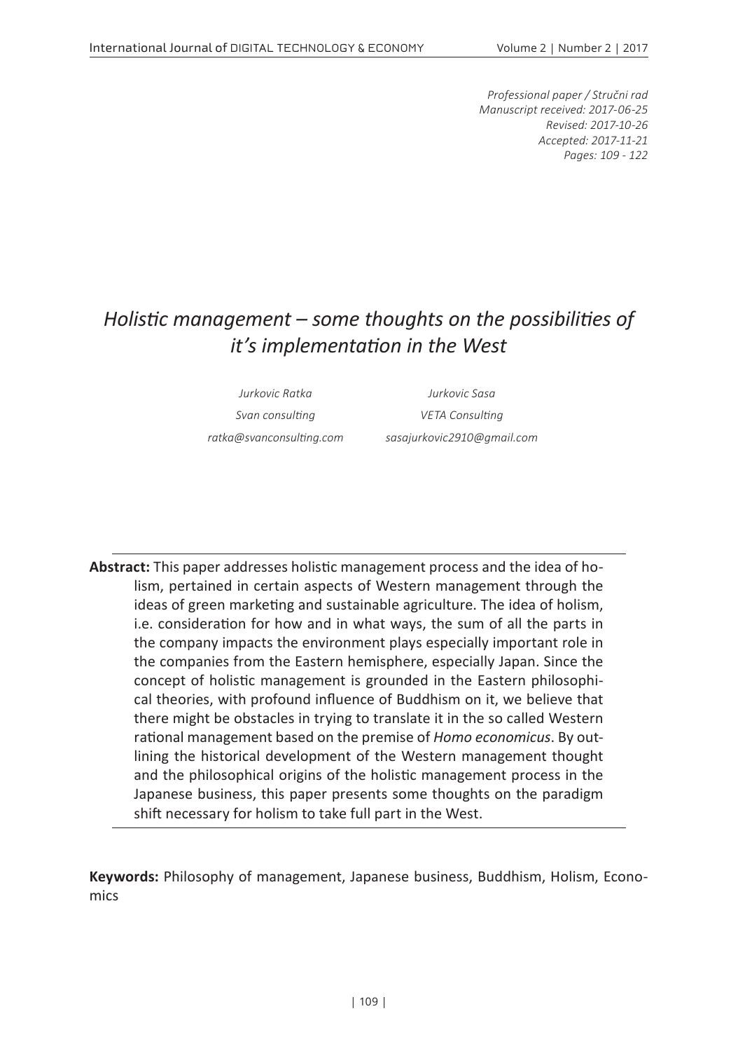*Professional paper / Stručni rad*
*Manuscript received: 2017-06-25*
*Revised: 2017-10-26*
*Accepted: 2017-11-21*
*Pages: 109 - 122*

# *Holistic management – some thoughts on the possibilities of it's implementation in the West*

*Jurkovic Ratka*
*Svan consulting*
*ratka@svanconsulting.com*

*Jurkovic Sasa*
*VETA Consulting*
*sasajurkovic2910@gmail.com*

**Abstract:** This paper addresses holistic management process and the idea of holism, pertained in certain aspects of Western management through the ideas of green marketing and sustainable agriculture. The idea of holism, i.e. consideration for how and in what ways, the sum of all the parts in the company impacts the environment plays especially important role in the companies from the Eastern hemisphere, especially Japan. Since the concept of holistic management is grounded in the Eastern philosophical theories, with profound influence of Buddhism on it, we believe that there might be obstacles in trying to translate it in the so called Western rational management based on the premise of *Homo economicus*. By outlining the historical development of the Western management thought and the philosophical origins of the holistic management process in the Japanese business, this paper presents some thoughts on the paradigm shift necessary for holism to take full part in the West.

**Keywords:** Philosophy of management, Japanese business, Buddhism, Holism, Economics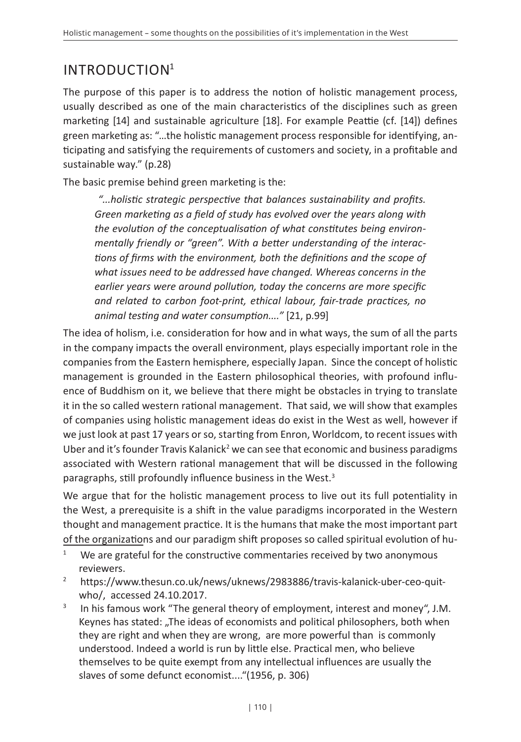# INTRODUCTION[1]

The purpose of this paper is to address the notion of holistic management process, usually described as one of the main characteristics of the disciplines such as green marketing [14] and sustainable agriculture [18]. For example Peattie (cf. [14]) defines green marketing as: "…the holistic management process responsible for identifying, anticipating and satisfying the requirements of customers and society, in a profitable and sustainable way." (p.28)

The basic premise behind green marketing is the:

> *"...holistic strategic perspective that balances sustainability and profits. Green marketing as a field of study has evolved over the years along with the evolution of the conceptualisation of what constitutes being environmentally friendly or "green". With a better understanding of the interactions of firms with the environment, both the definitions and the scope of what issues need to be addressed have changed. Whereas concerns in the earlier years were around pollution, today the concerns are more specific and related to carbon foot-print, ethical labour, fair-trade practices, no animal testing and water consumption...."* [21, p.99]

The idea of holism, i.e. consideration for how and in what ways, the sum of all the parts in the company impacts the overall environment, plays especially important role in the companies from the Eastern hemisphere, especially Japan. Since the concept of holistic management is grounded in the Eastern philosophical theories, with profound influence of Buddhism on it, we believe that there might be obstacles in trying to translate it in the so called western rational management. That said, we will show that examples of companies using holistic management ideas do exist in the West as well, however if we just look at past 17 years or so, starting from Enron, Worldcom, to recent issues with Uber and it's founder Travis Kalanick[2] we can see that economic and business paradigms associated with Western rational management that will be discussed in the following paragraphs, still profoundly influence business in the West.[3]

We argue that for the holistic management process to live out its full potentiality in the West, a prerequisite is a shift in the value paradigms incorporated in the Western thought and management practice. It is the humans that make the most important part of the organizations and our paradigm shift proposes so called spiritual evolution of hu-

[1] We are grateful for the constructive commentaries received by two anonymous reviewers.

[2] https://www.thesun.co.uk/news/uknews/2983886/travis-kalanick-uber-ceo-quit-who/, accessed 24.10.2017.

[3] In his famous work "The general theory of employment, interest and money", J.M. Keynes has stated: „The ideas of economists and political philosophers, both when they are right and when they are wrong, are more powerful than is commonly understood. Indeed a world is run by little else. Practical men, who believe themselves to be quite exempt from any intellectual influences are usually the slaves of some defunct economist...."(1956, p. 306)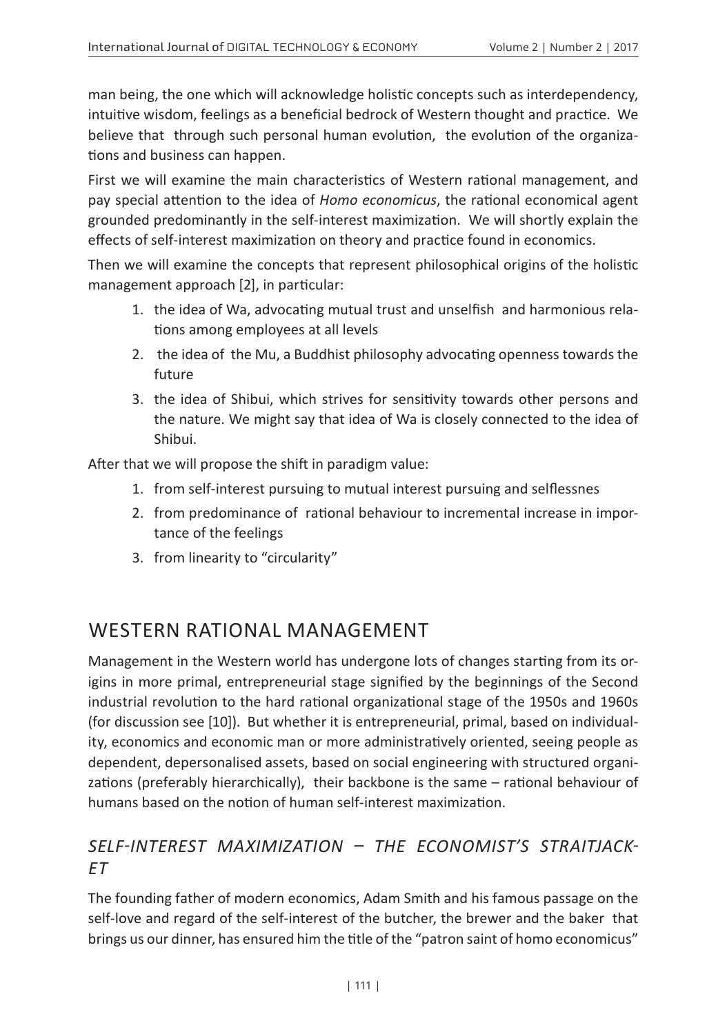man being, the one which will acknowledge holistic concepts such as interdependency, intuitive wisdom, feelings as a beneficial bedrock of Western thought and practice. We believe that through such personal human evolution, the evolution of the organizations and business can happen.

First we will examine the main characteristics of Western rational management, and pay special attention to the idea of *Homo economicus*, the rational economical agent grounded predominantly in the self-interest maximization. We will shortly explain the effects of self-interest maximization on theory and practice found in economics.

Then we will examine the concepts that represent philosophical origins of the holistic management approach [2], in particular:

1. the idea of Wa, advocating mutual trust and unselfish and harmonious relations among employees at all levels
2. the idea of the Mu, a Buddhist philosophy advocating openness towards the future
3. the idea of Shibui, which strives for sensitivity towards other persons and the nature. We might say that idea of Wa is closely connected to the idea of Shibui.

After that we will propose the shift in paradigm value:

1. from self-interest pursuing to mutual interest pursuing and selflessnes
2. from predominance of rational behaviour to incremental increase in importance of the feelings
3. from linearity to "circularity"

## WESTERN RATIONAL MANAGEMENT

Management in the Western world has undergone lots of changes starting from its origins in more primal, entrepreneurial stage signified by the beginnings of the Second industrial revolution to the hard rational organizational stage of the 1950s and 1960s (for discussion see [10]). But whether it is entrepreneurial, primal, based on individuality, economics and economic man or more administratively oriented, seeing people as dependent, depersonalised assets, based on social engineering with structured organizations (preferably hierarchically), their backbone is the same – rational behaviour of humans based on the notion of human self-interest maximization.

### *SELF-INTEREST MAXIMIZATION – THE ECONOMIST'S STRAITJACKET*

The founding father of modern economics, Adam Smith and his famous passage on the self-love and regard of the self-interest of the butcher, the brewer and the baker that brings us our dinner, has ensured him the title of the "patron saint of homo economicus"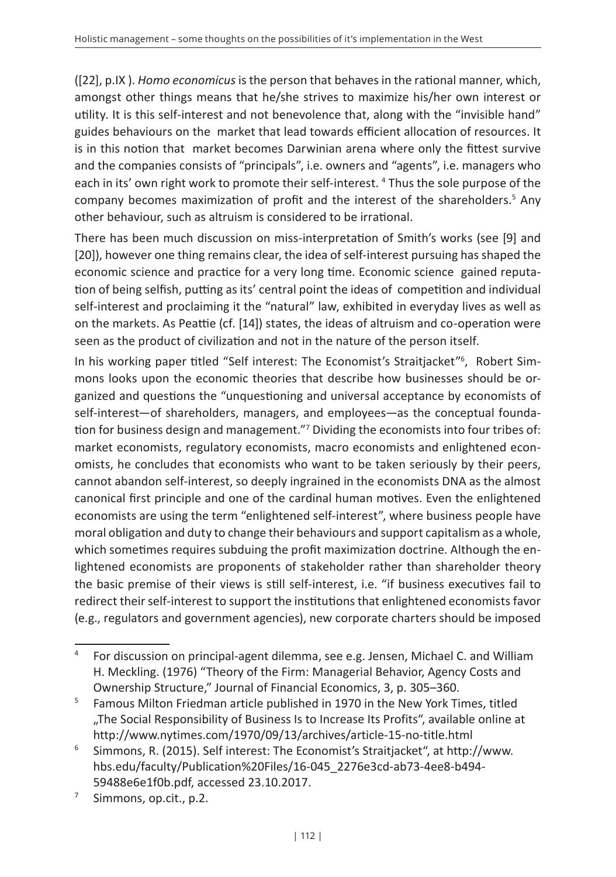([22], p.IX ). *Homo economicus* is the person that behaves in the rational manner, which, amongst other things means that he/she strives to maximize his/her own interest or utility. It is this self-interest and not benevolence that, along with the "invisible hand" guides behaviours on the market that lead towards efficient allocation of resources. It is in this notion that market becomes Darwinian arena where only the fittest survive and the companies consists of "principals", i.e. owners and "agents", i.e. managers who each in its' own right work to promote their self-interest. [4] Thus the sole purpose of the company becomes maximization of profit and the interest of the shareholders.[5] Any other behaviour, such as altruism is considered to be irrational.

There has been much discussion on miss-interpretation of Smith's works (see [9] and [20]), however one thing remains clear, the idea of self-interest pursuing has shaped the economic science and practice for a very long time. Economic science gained reputation of being selfish, putting as its' central point the ideas of competition and individual self-interest and proclaiming it the "natural" law, exhibited in everyday lives as well as on the markets. As Peattie (cf. [14]) states, the ideas of altruism and co-operation were seen as the product of civilization and not in the nature of the person itself.

In his working paper titled "Self interest: The Economist's Straitjacket"[6], Robert Simmons looks upon the economic theories that describe how businesses should be organized and questions the "unquestioning and universal acceptance by economists of self-interest—of shareholders, managers, and employees—as the conceptual foundation for business design and management."[7] Dividing the economists into four tribes of: market economists, regulatory economists, macro economists and enlightened economists, he concludes that economists who want to be taken seriously by their peers, cannot abandon self-interest, so deeply ingrained in the economists DNA as the almost canonical first principle and one of the cardinal human motives. Even the enlightened economists are using the term "enlightened self-interest", where business people have moral obligation and duty to change their behaviours and support capitalism as a whole, which sometimes requires subduing the profit maximization doctrine. Although the enlightened economists are proponents of stakeholder rather than shareholder theory the basic premise of their views is still self-interest, i.e. "if business executives fail to redirect their self-interest to support the institutions that enlightened economists favor (e.g., regulators and government agencies), new corporate charters should be imposed

---

[4] For discussion on principal-agent dilemma, see e.g. Jensen, Michael C. and William H. Meckling. (1976) "Theory of the Firm: Managerial Behavior, Agency Costs and Ownership Structure," Journal of Financial Economics, 3, p. 305–360.

[5] Famous Milton Friedman article published in 1970 in the New York Times, titled „The Social Responsibility of Business Is to Increase Its Profits", available online at http://www.nytimes.com/1970/09/13/archives/article-15-no-title.html

[6] Simmons, R. (2015). Self interest: The Economist's Straitjacket", at http://www.hbs.edu/faculty/Publication%20Files/16-045_2276e3cd-ab73-4ee8-b494-59488e6e1f0b.pdf, accessed 23.10.2017.

[7] Simmons, op.cit., p.2.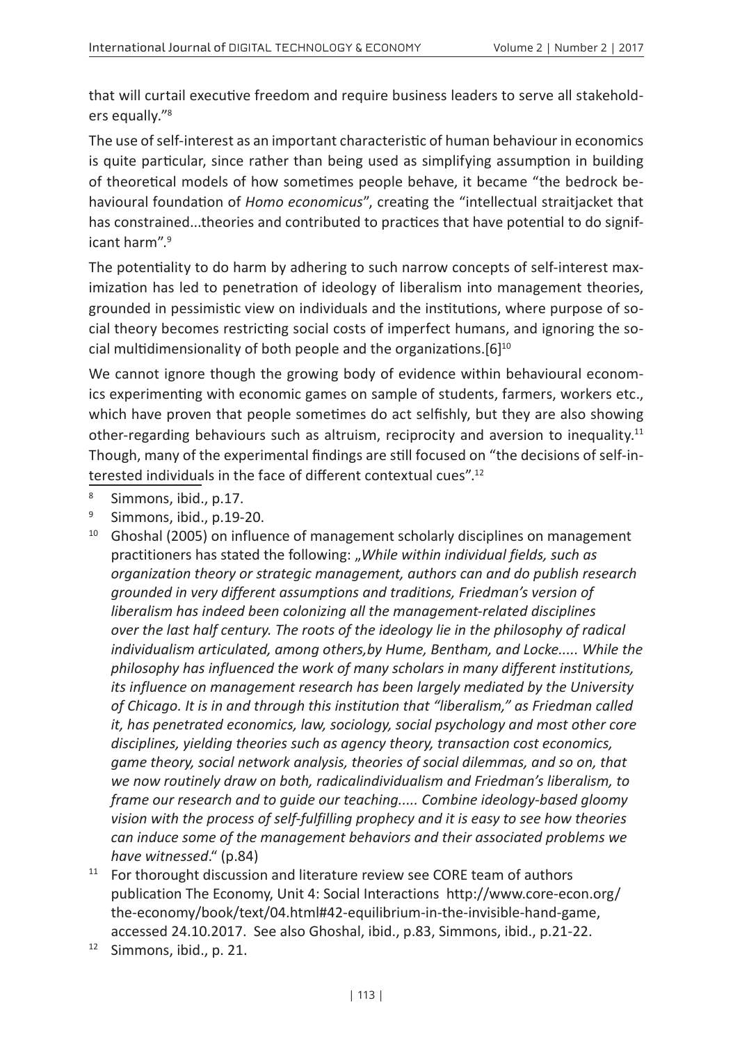that will curtail executive freedom and require business leaders to serve all stakeholders equally."[8]

The use of self-interest as an important characteristic of human behaviour in economics is quite particular, since rather than being used as simplifying assumption in building of theoretical models of how sometimes people behave, it became "the bedrock behavioural foundation of *Homo economicus*", creating the "intellectual straitjacket that has constrained...theories and contributed to practices that have potential to do significant harm".[9]

The potentiality to do harm by adhering to such narrow concepts of self-interest maximization has led to penetration of ideology of liberalism into management theories, grounded in pessimistic view on individuals and the institutions, where purpose of social theory becomes restricting social costs of imperfect humans, and ignoring the social multidimensionality of both people and the organizations.[6][10]

We cannot ignore though the growing body of evidence within behavioural economics experimenting with economic games on sample of students, farmers, workers etc., which have proven that people sometimes do act selfishly, but they are also showing other-regarding behaviours such as altruism, reciprocity and aversion to inequality.[11] Though, many of the experimental findings are still focused on "the decisions of self-interested individuals in the face of different contextual cues".[12]

[8] Simmons, ibid., p.17.

[9] Simmons, ibid., p.19-20.

[10] Ghoshal (2005) on influence of management scholarly disciplines on management practitioners has stated the following: „*While within individual fields, such as organization theory or strategic management, authors can and do publish research grounded in very different assumptions and traditions, Friedman's version of liberalism has indeed been colonizing all the management-related disciplines over the last half century. The roots of the ideology lie in the philosophy of radical individualism articulated, among others,by Hume, Bentham, and Locke..... While the philosophy has influenced the work of many scholars in many different institutions, its influence on management research has been largely mediated by the University of Chicago. It is in and through this institution that "liberalism," as Friedman called it, has penetrated economics, law, sociology, social psychology and most other core disciplines, yielding theories such as agency theory, transaction cost economics, game theory, social network analysis, theories of social dilemmas, and so on, that we now routinely draw on both, radicalindividualism and Friedman's liberalism, to frame our research and to guide our teaching..... Combine ideology-based gloomy vision with the process of self-fulfilling prophecy and it is easy to see how theories can induce some of the management behaviors and their associated problems we have witnessed*." (p.84)

[11] For thorought discussion and literature review see CORE team of authors publication The Economy, Unit 4: Social Interactions http://www.core-econ.org/the-economy/book/text/04.html#42-equilibrium-in-the-invisible-hand-game, accessed 24.10.2017. See also Ghoshal, ibid., p.83, Simmons, ibid., p.21-22.

[12] Simmons, ibid., p. 21.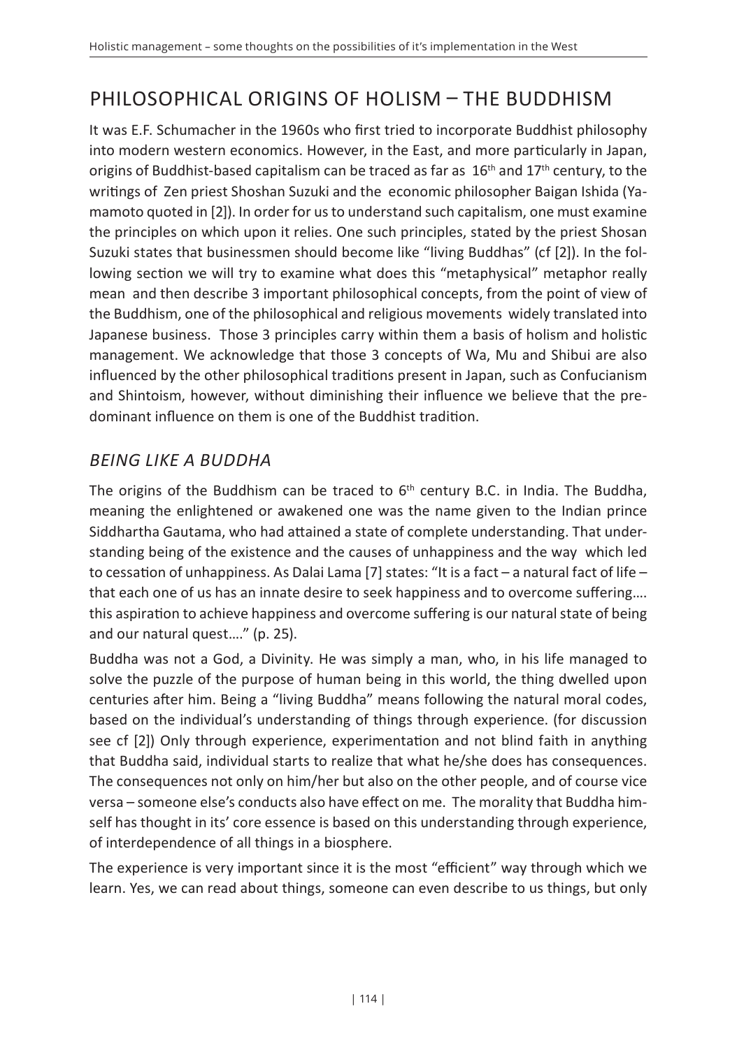## PHILOSOPHICAL ORIGINS OF HOLISM – THE BUDDHISM

It was E.F. Schumacher in the 1960s who first tried to incorporate Buddhist philosophy into modern western economics. However, in the East, and more particularly in Japan, origins of Buddhist-based capitalism can be traced as far as 16th and 17th century, to the writings of Zen priest Shoshan Suzuki and the economic philosopher Baigan Ishida (Yamamoto quoted in [2]). In order for us to understand such capitalism, one must examine the principles on which upon it relies. One such principles, stated by the priest Shosan Suzuki states that businessmen should become like "living Buddhas" (cf [2]). In the following section we will try to examine what does this "metaphysical" metaphor really mean and then describe 3 important philosophical concepts, from the point of view of the Buddhism, one of the philosophical and religious movements widely translated into Japanese business. Those 3 principles carry within them a basis of holism and holistic management. We acknowledge that those 3 concepts of Wa, Mu and Shibui are also influenced by the other philosophical traditions present in Japan, such as Confucianism and Shintoism, however, without diminishing their influence we believe that the predominant influence on them is one of the Buddhist tradition.

### *BEING LIKE A BUDDHA*

The origins of the Buddhism can be traced to 6th century B.C. in India. The Buddha, meaning the enlightened or awakened one was the name given to the Indian prince Siddhartha Gautama, who had attained a state of complete understanding. That understanding being of the existence and the causes of unhappiness and the way which led to cessation of unhappiness. As Dalai Lama [7] states: "It is a fact – a natural fact of life – that each one of us has an innate desire to seek happiness and to overcome suffering…. this aspiration to achieve happiness and overcome suffering is our natural state of being and our natural quest…." (p. 25).

Buddha was not a God, a Divinity. He was simply a man, who, in his life managed to solve the puzzle of the purpose of human being in this world, the thing dwelled upon centuries after him. Being a "living Buddha" means following the natural moral codes, based on the individual's understanding of things through experience. (for discussion see cf [2]) Only through experience, experimentation and not blind faith in anything that Buddha said, individual starts to realize that what he/she does has consequences. The consequences not only on him/her but also on the other people, and of course vice versa – someone else's conducts also have effect on me. The morality that Buddha himself has thought in its' core essence is based on this understanding through experience, of interdependence of all things in a biosphere.

The experience is very important since it is the most "efficient" way through which we learn. Yes, we can read about things, someone can even describe to us things, but only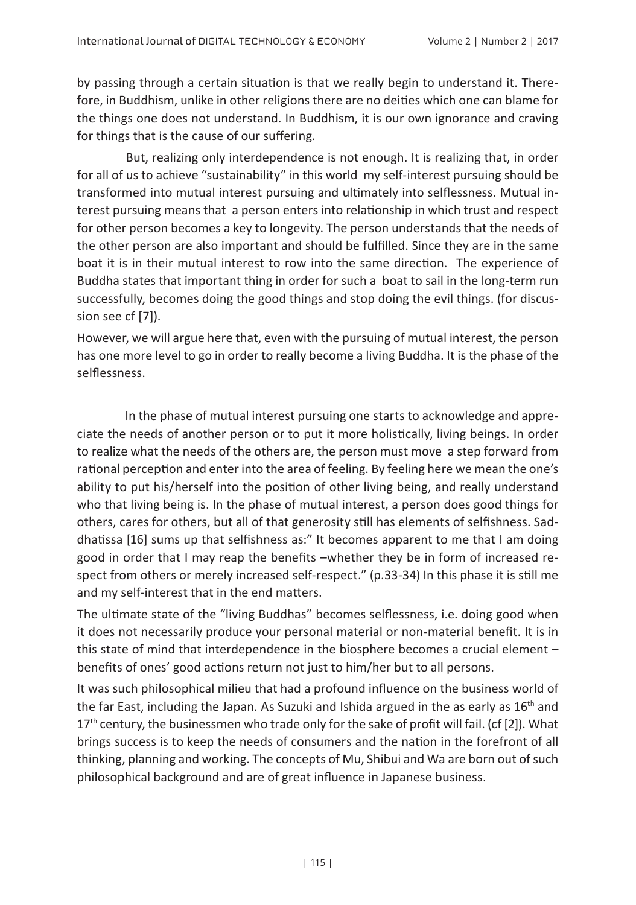by passing through a certain situation is that we really begin to understand it. Therefore, in Buddhism, unlike in other religions there are no deities which one can blame for the things one does not understand. In Buddhism, it is our own ignorance and craving for things that is the cause of our suffering.

But, realizing only interdependence is not enough. It is realizing that, in order for all of us to achieve "sustainability" in this world my self-interest pursuing should be transformed into mutual interest pursuing and ultimately into selflessness. Mutual interest pursuing means that a person enters into relationship in which trust and respect for other person becomes a key to longevity. The person understands that the needs of the other person are also important and should be fulfilled. Since they are in the same boat it is in their mutual interest to row into the same direction. The experience of Buddha states that important thing in order for such a boat to sail in the long-term run successfully, becomes doing the good things and stop doing the evil things. (for discussion see cf [7]).

However, we will argue here that, even with the pursuing of mutual interest, the person has one more level to go in order to really become a living Buddha. It is the phase of the selflessness.

In the phase of mutual interest pursuing one starts to acknowledge and appreciate the needs of another person or to put it more holistically, living beings. In order to realize what the needs of the others are, the person must move a step forward from rational perception and enter into the area of feeling. By feeling here we mean the one's ability to put his/herself into the position of other living being, and really understand who that living being is. In the phase of mutual interest, a person does good things for others, cares for others, but all of that generosity still has elements of selfishness. Saddhatissa [16] sums up that selfishness as:" It becomes apparent to me that I am doing good in order that I may reap the benefits –whether they be in form of increased respect from others or merely increased self-respect." (p.33-34) In this phase it is still me and my self-interest that in the end matters.

The ultimate state of the "living Buddhas" becomes selflessness, i.e. doing good when it does not necessarily produce your personal material or non-material benefit. It is in this state of mind that interdependence in the biosphere becomes a crucial element – benefits of ones' good actions return not just to him/her but to all persons.

It was such philosophical milieu that had a profound influence on the business world of the far East, including the Japan. As Suzuki and Ishida argued in the as early as 16th and 17th century, the businessmen who trade only for the sake of profit will fail. (cf [2]). What brings success is to keep the needs of consumers and the nation in the forefront of all thinking, planning and working. The concepts of Mu, Shibui and Wa are born out of such philosophical background and are of great influence in Japanese business.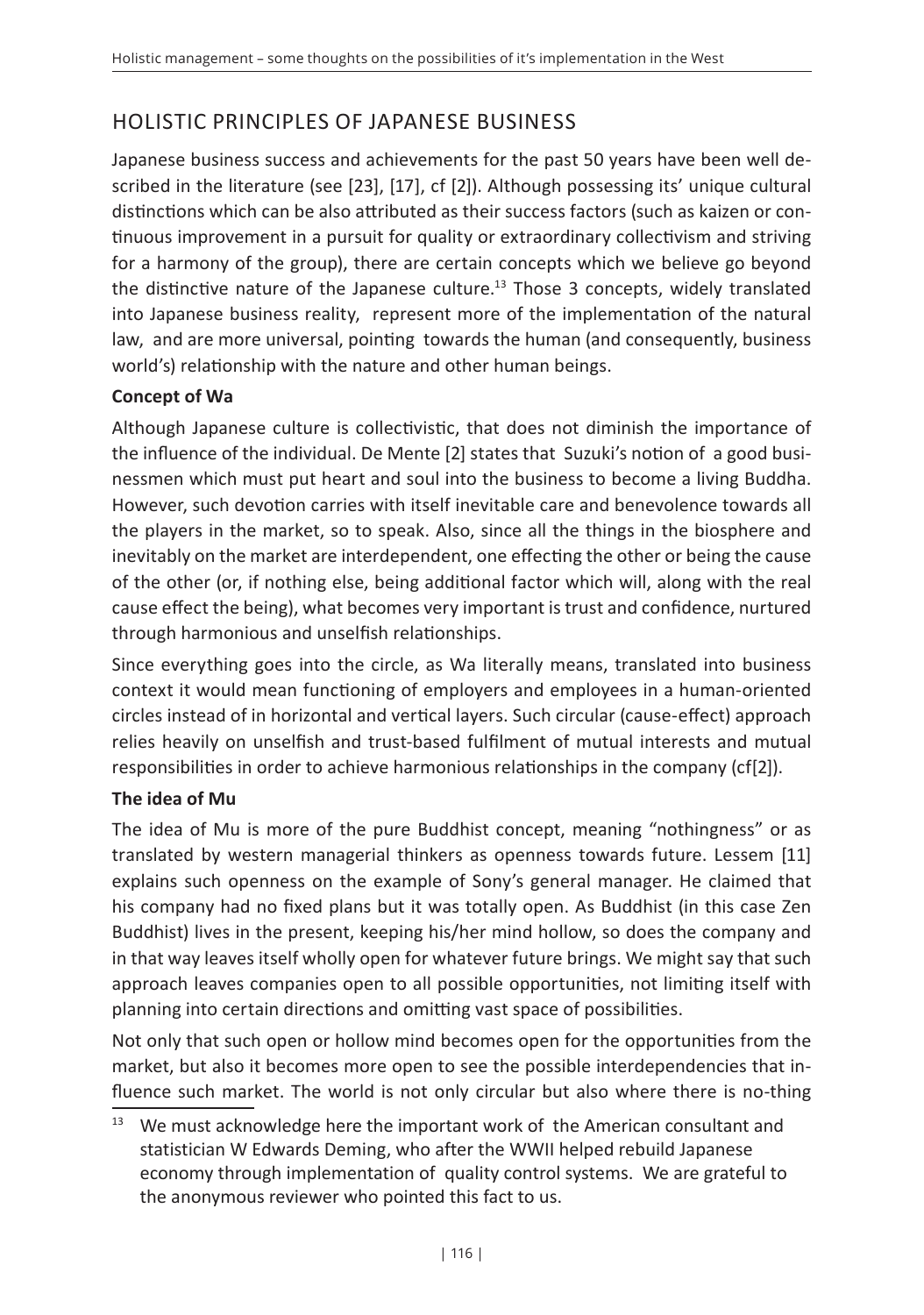## HOLISTIC PRINCIPLES OF JAPANESE BUSINESS

Japanese business success and achievements for the past 50 years have been well described in the literature (see [23], [17], cf [2]). Although possessing its' unique cultural distinctions which can be also attributed as their success factors (such as kaizen or continuous improvement in a pursuit for quality or extraordinary collectivism and striving for a harmony of the group), there are certain concepts which we believe go beyond the distinctive nature of the Japanese culture.[13] Those 3 concepts, widely translated into Japanese business reality, represent more of the implementation of the natural law, and are more universal, pointing towards the human (and consequently, business world's) relationship with the nature and other human beings.

**Concept of Wa**

Although Japanese culture is collectivistic, that does not diminish the importance of the influence of the individual. De Mente [2] states that Suzuki's notion of a good businessmen which must put heart and soul into the business to become a living Buddha. However, such devotion carries with itself inevitable care and benevolence towards all the players in the market, so to speak. Also, since all the things in the biosphere and inevitably on the market are interdependent, one effecting the other or being the cause of the other (or, if nothing else, being additional factor which will, along with the real cause effect the being), what becomes very important is trust and confidence, nurtured through harmonious and unselfish relationships.

Since everything goes into the circle, as Wa literally means, translated into business context it would mean functioning of employers and employees in a human-oriented circles instead of in horizontal and vertical layers. Such circular (cause-effect) approach relies heavily on unselfish and trust-based fulfilment of mutual interests and mutual responsibilities in order to achieve harmonious relationships in the company (cf[2]).

**The idea of Mu**

The idea of Mu is more of the pure Buddhist concept, meaning "nothingness" or as translated by western managerial thinkers as openness towards future. Lessem [11] explains such openness on the example of Sony's general manager. He claimed that his company had no fixed plans but it was totally open. As Buddhist (in this case Zen Buddhist) lives in the present, keeping his/her mind hollow, so does the company and in that way leaves itself wholly open for whatever future brings. We might say that such approach leaves companies open to all possible opportunities, not limiting itself with planning into certain directions and omitting vast space of possibilities.

Not only that such open or hollow mind becomes open for the opportunities from the market, but also it becomes more open to see the possible interdependencies that influence such market. The world is not only circular but also where there is no-thing

[13] We must acknowledge here the important work of the American consultant and statistician W Edwards Deming, who after the WWII helped rebuild Japanese economy through implementation of quality control systems. We are grateful to the anonymous reviewer who pointed this fact to us.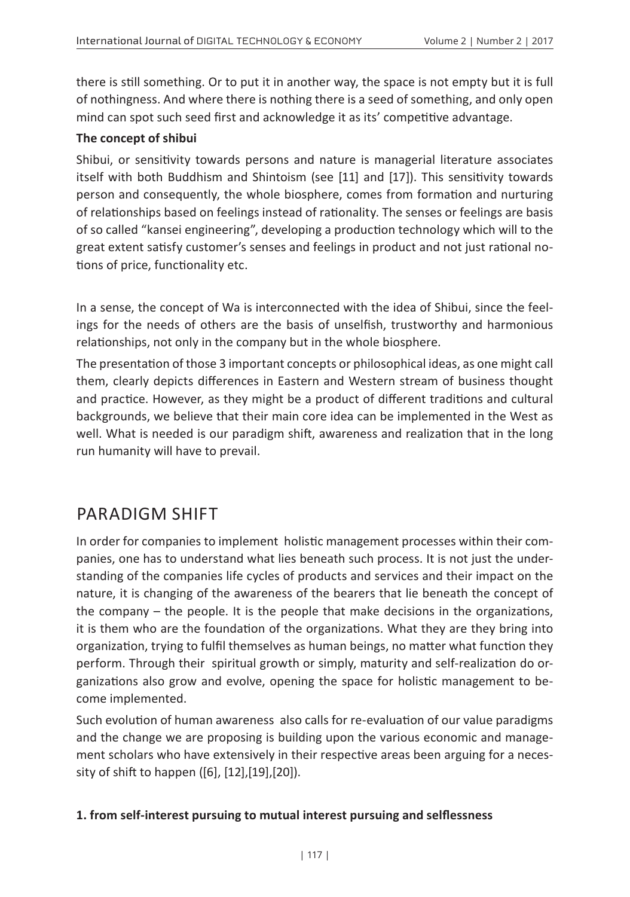there is still something. Or to put it in another way, the space is not empty but it is full of nothingness. And where there is nothing there is a seed of something, and only open mind can spot such seed first and acknowledge it as its' competitive advantage.

**The concept of shibui**

Shibui, or sensitivity towards persons and nature is managerial literature associates itself with both Buddhism and Shintoism (see [11] and [17]). This sensitivity towards person and consequently, the whole biosphere, comes from formation and nurturing of relationships based on feelings instead of rationality. The senses or feelings are basis of so called "kansei engineering", developing a production technology which will to the great extent satisfy customer's senses and feelings in product and not just rational notions of price, functionality etc.

In a sense, the concept of Wa is interconnected with the idea of Shibui, since the feelings for the needs of others are the basis of unselfish, trustworthy and harmonious relationships, not only in the company but in the whole biosphere.

The presentation of those 3 important concepts or philosophical ideas, as one might call them, clearly depicts differences in Eastern and Western stream of business thought and practice. However, as they might be a product of different traditions and cultural backgrounds, we believe that their main core idea can be implemented in the West as well. What is needed is our paradigm shift, awareness and realization that in the long run humanity will have to prevail.

## PARADIGM SHIFT

In order for companies to implement holistic management processes within their companies, one has to understand what lies beneath such process. It is not just the understanding of the companies life cycles of products and services and their impact on the nature, it is changing of the awareness of the bearers that lie beneath the concept of the company – the people. It is the people that make decisions in the organizations, it is them who are the foundation of the organizations. What they are they bring into organization, trying to fulfil themselves as human beings, no matter what function they perform. Through their spiritual growth or simply, maturity and self-realization do organizations also grow and evolve, opening the space for holistic management to become implemented.

Such evolution of human awareness also calls for re-evaluation of our value paradigms and the change we are proposing is building upon the various economic and management scholars who have extensively in their respective areas been arguing for a necessity of shift to happen ([6], [12],[19],[20]).

**1. from self-interest pursuing to mutual interest pursuing and selflessness**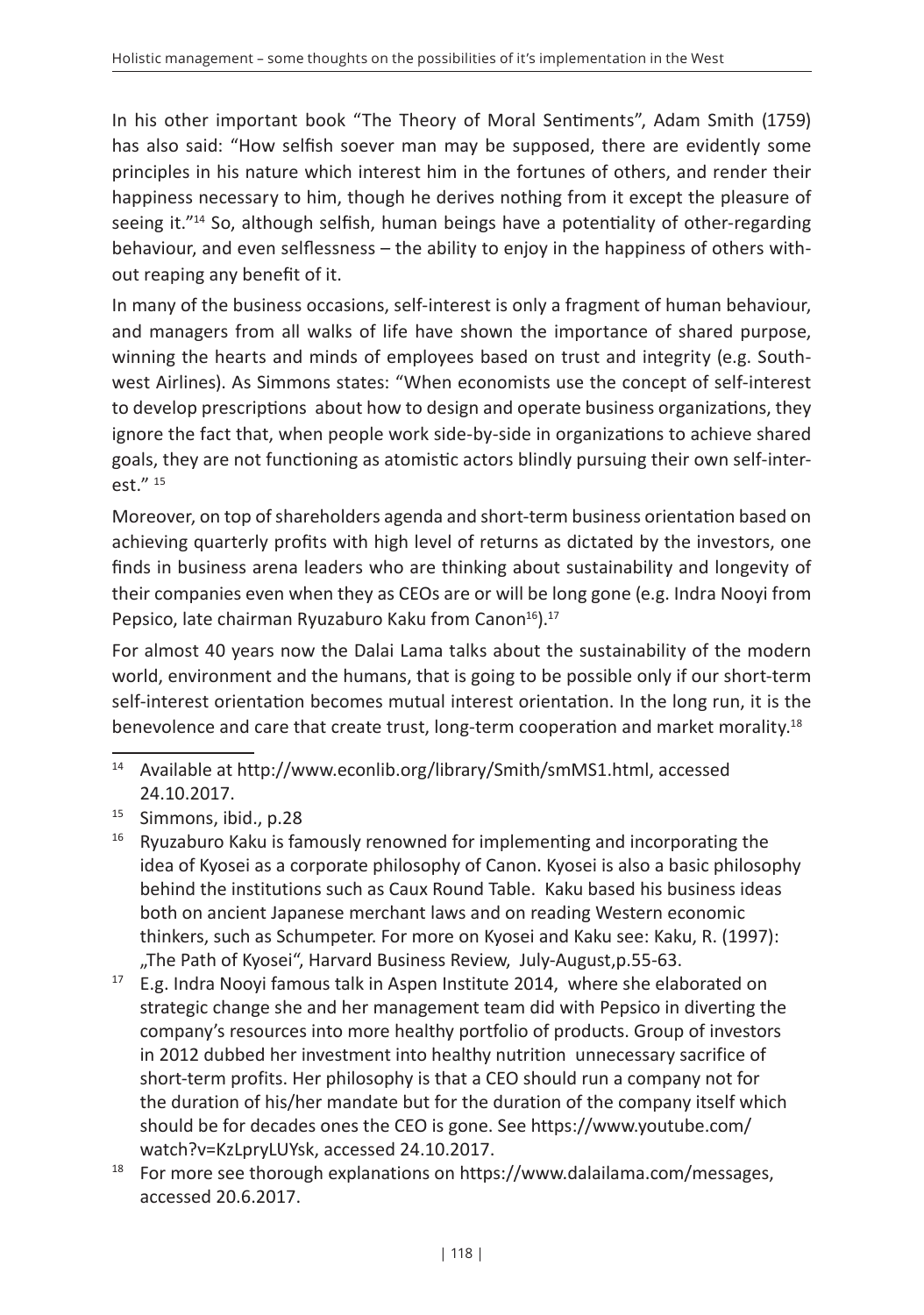In his other important book "The Theory of Moral Sentiments", Adam Smith (1759) has also said: "How selfish soever man may be supposed, there are evidently some principles in his nature which interest him in the fortunes of others, and render their happiness necessary to him, though he derives nothing from it except the pleasure of seeing it."[14] So, although selfish, human beings have a potentiality of other-regarding behaviour, and even selflessness – the ability to enjoy in the happiness of others without reaping any benefit of it.

In many of the business occasions, self-interest is only a fragment of human behaviour, and managers from all walks of life have shown the importance of shared purpose, winning the hearts and minds of employees based on trust and integrity (e.g. Southwest Airlines). As Simmons states: "When economists use the concept of self-interest to develop prescriptions about how to design and operate business organizations, they ignore the fact that, when people work side-by-side in organizations to achieve shared goals, they are not functioning as atomistic actors blindly pursuing their own self-interest." [15]

Moreover, on top of shareholders agenda and short-term business orientation based on achieving quarterly profits with high level of returns as dictated by the investors, one finds in business arena leaders who are thinking about sustainability and longevity of their companies even when they as CEOs are or will be long gone (e.g. Indra Nooyi from Pepsico, late chairman Ryuzaburo Kaku from Canon[16]).[17]

For almost 40 years now the Dalai Lama talks about the sustainability of the modern world, environment and the humans, that is going to be possible only if our short-term self-interest orientation becomes mutual interest orientation. In the long run, it is the benevolence and care that create trust, long-term cooperation and market morality.[18]

---

[14] Available at http://www.econlib.org/library/Smith/smMS1.html, accessed 24.10.2017.

[15] Simmons, ibid., p.28

[16] Ryuzaburo Kaku is famously renowned for implementing and incorporating the idea of Kyosei as a corporate philosophy of Canon. Kyosei is also a basic philosophy behind the institutions such as Caux Round Table. Kaku based his business ideas both on ancient Japanese merchant laws and on reading Western economic thinkers, such as Schumpeter. For more on Kyosei and Kaku see: Kaku, R. (1997): „The Path of Kyosei", Harvard Business Review, July-August,p.55-63.

[17] E.g. Indra Nooyi famous talk in Aspen Institute 2014, where she elaborated on strategic change she and her management team did with Pepsico in diverting the company's resources into more healthy portfolio of products. Group of investors in 2012 dubbed her investment into healthy nutrition unnecessary sacrifice of short-term profits. Her philosophy is that a CEO should run a company not for the duration of his/her mandate but for the duration of the company itself which should be for decades ones the CEO is gone. See https://www.youtube.com/watch?v=KzLpryLUYsk, accessed 24.10.2017.

[18] For more see thorough explanations on https://www.dalailama.com/messages, accessed 20.6.2017.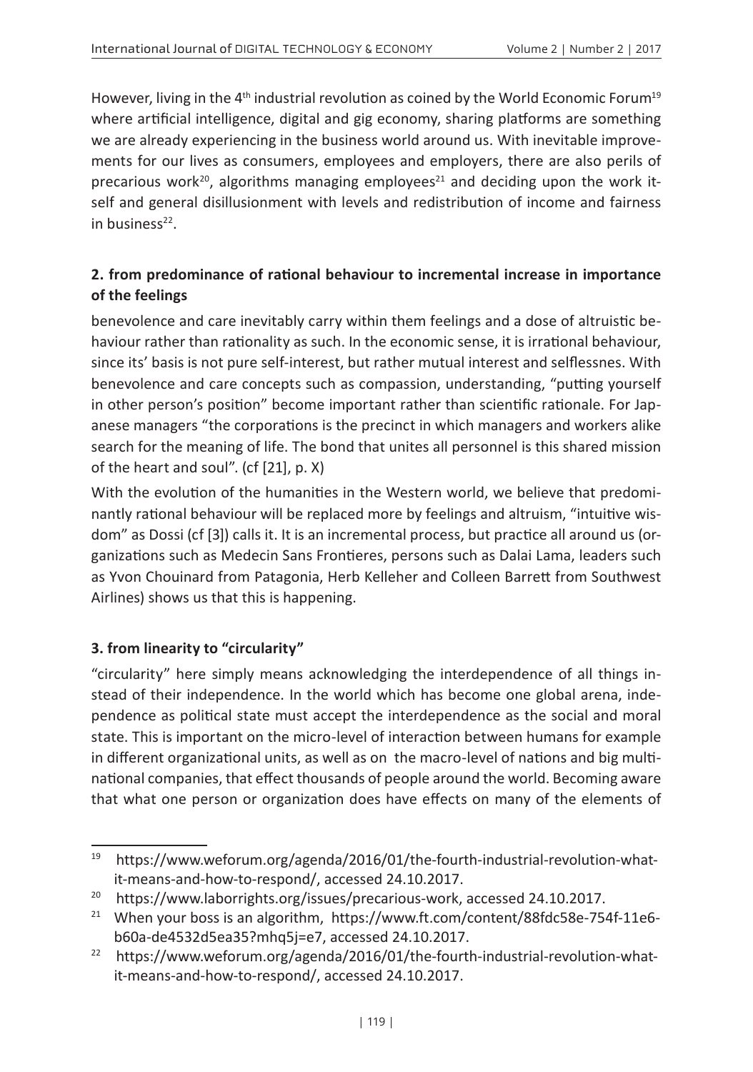However, living in the 4th industrial revolution as coined by the World Economic Forum[19] where artificial intelligence, digital and gig economy, sharing platforms are something we are already experiencing in the business world around us. With inevitable improvements for our lives as consumers, employees and employers, there are also perils of precarious work[20], algorithms managing employees[21] and deciding upon the work itself and general disillusionment with levels and redistribution of income and fairness in business[22].

**2. from predominance of rational behaviour to incremental increase in importance of the feelings**

benevolence and care inevitably carry within them feelings and a dose of altruistic behaviour rather than rationality as such. In the economic sense, it is irrational behaviour, since its' basis is not pure self-interest, but rather mutual interest and selflessnes. With benevolence and care concepts such as compassion, understanding, "putting yourself in other person's position" become important rather than scientific rationale. For Japanese managers "the corporations is the precinct in which managers and workers alike search for the meaning of life. The bond that unites all personnel is this shared mission of the heart and soul". (cf [21], p. X)

With the evolution of the humanities in the Western world, we believe that predominantly rational behaviour will be replaced more by feelings and altruism, "intuitive wisdom" as Dossi (cf [3]) calls it. It is an incremental process, but practice all around us (organizations such as Medecin Sans Frontieres, persons such as Dalai Lama, leaders such as Yvon Chouinard from Patagonia, Herb Kelleher and Colleen Barrett from Southwest Airlines) shows us that this is happening.

**3. from linearity to "circularity"**

"circularity" here simply means acknowledging the interdependence of all things instead of their independence. In the world which has become one global arena, independence as political state must accept the interdependence as the social and moral state. This is important on the micro-level of interaction between humans for example in different organizational units, as well as on the macro-level of nations and big multinational companies, that effect thousands of people around the world. Becoming aware that what one person or organization does have effects on many of the elements of

---

[19] https://www.weforum.org/agenda/2016/01/the-fourth-industrial-revolution-what-it-means-and-how-to-respond/, accessed 24.10.2017.

[20] https://www.laborrights.org/issues/precarious-work, accessed 24.10.2017.

[21] When your boss is an algorithm, https://www.ft.com/content/88fdc58e-754f-11e6-b60a-de4532d5ea35?mhq5j=e7, accessed 24.10.2017.

[22] https://www.weforum.org/agenda/2016/01/the-fourth-industrial-revolution-what-it-means-and-how-to-respond/, accessed 24.10.2017.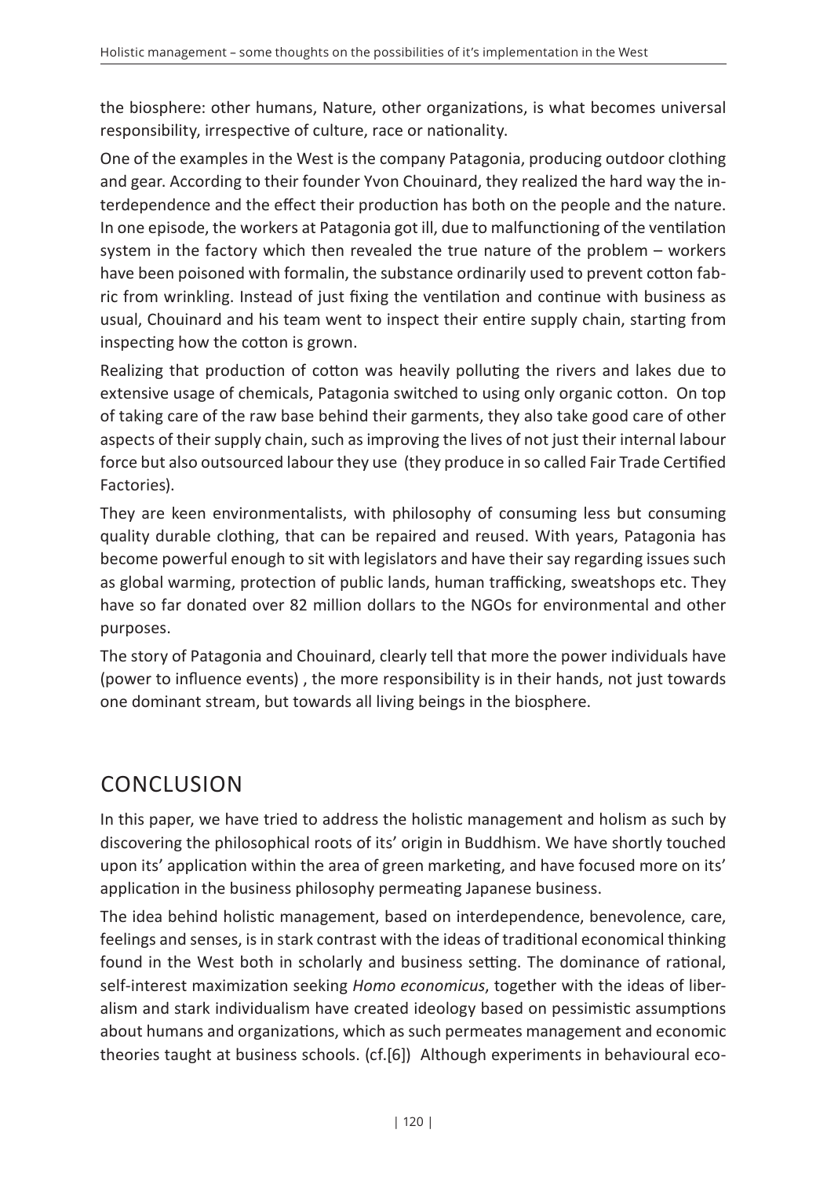the biosphere: other humans, Nature, other organizations, is what becomes universal responsibility, irrespective of culture, race or nationality.

One of the examples in the West is the company Patagonia, producing outdoor clothing and gear. According to their founder Yvon Chouinard, they realized the hard way the interdependence and the effect their production has both on the people and the nature. In one episode, the workers at Patagonia got ill, due to malfunctioning of the ventilation system in the factory which then revealed the true nature of the problem – workers have been poisoned with formalin, the substance ordinarily used to prevent cotton fabric from wrinkling. Instead of just fixing the ventilation and continue with business as usual, Chouinard and his team went to inspect their entire supply chain, starting from inspecting how the cotton is grown.

Realizing that production of cotton was heavily polluting the rivers and lakes due to extensive usage of chemicals, Patagonia switched to using only organic cotton. On top of taking care of the raw base behind their garments, they also take good care of other aspects of their supply chain, such as improving the lives of not just their internal labour force but also outsourced labour they use (they produce in so called Fair Trade Certified Factories).

They are keen environmentalists, with philosophy of consuming less but consuming quality durable clothing, that can be repaired and reused. With years, Patagonia has become powerful enough to sit with legislators and have their say regarding issues such as global warming, protection of public lands, human trafficking, sweatshops etc. They have so far donated over 82 million dollars to the NGOs for environmental and other purposes.

The story of Patagonia and Chouinard, clearly tell that more the power individuals have (power to influence events) , the more responsibility is in their hands, not just towards one dominant stream, but towards all living beings in the biosphere.

## CONCLUSION

In this paper, we have tried to address the holistic management and holism as such by discovering the philosophical roots of its' origin in Buddhism. We have shortly touched upon its' application within the area of green marketing, and have focused more on its' application in the business philosophy permeating Japanese business.

The idea behind holistic management, based on interdependence, benevolence, care, feelings and senses, is in stark contrast with the ideas of traditional economical thinking found in the West both in scholarly and business setting. The dominance of rational, self-interest maximization seeking *Homo economicus*, together with the ideas of liberalism and stark individualism have created ideology based on pessimistic assumptions about humans and organizations, which as such permeates management and economic theories taught at business schools. (cf.[6]) Although experiments in behavioural eco-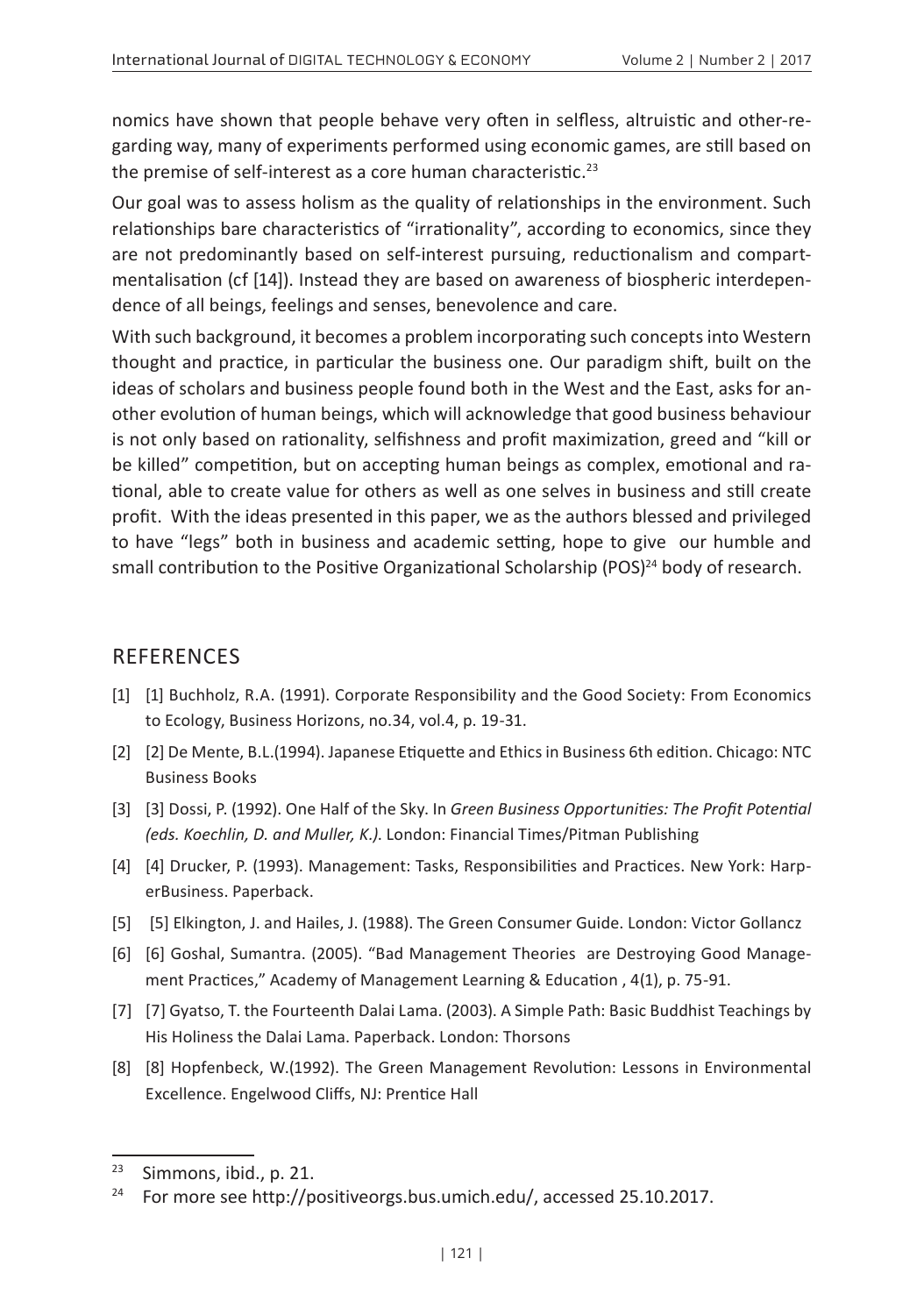nomics have shown that people behave very often in selfless, altruistic and other-regarding way, many of experiments performed using economic games, are still based on the premise of self-interest as a core human characteristic.[23]

Our goal was to assess holism as the quality of relationships in the environment. Such relationships bare characteristics of "irrationality", according to economics, since they are not predominantly based on self-interest pursuing, reductionalism and compartmentalisation (cf [14]). Instead they are based on awareness of biospheric interdependence of all beings, feelings and senses, benevolence and care.

With such background, it becomes a problem incorporating such concepts into Western thought and practice, in particular the business one. Our paradigm shift, built on the ideas of scholars and business people found both in the West and the East, asks for another evolution of human beings, which will acknowledge that good business behaviour is not only based on rationality, selfishness and profit maximization, greed and "kill or be killed" competition, but on accepting human beings as complex, emotional and rational, able to create value for others as well as one selves in business and still create profit. With the ideas presented in this paper, we as the authors blessed and privileged to have "legs" both in business and academic setting, hope to give our humble and small contribution to the Positive Organizational Scholarship (POS)[24] body of research.

## REFERENCES

[1] [1] Buchholz, R.A. (1991). Corporate Responsibility and the Good Society: From Economics to Ecology, Business Horizons, no.34, vol.4, p. 19-31.

[2] [2] De Mente, B.L.(1994). Japanese Etiquette and Ethics in Business 6th edition. Chicago: NTC Business Books

[3] [3] Dossi, P. (1992). One Half of the Sky. In *Green Business Opportunities: The Profit Potential (eds. Koechlin, D. and Muller, K.)*. London: Financial Times/Pitman Publishing

[4] [4] Drucker, P. (1993). Management: Tasks, Responsibilities and Practices. New York: HarperBusiness. Paperback.

[5] [5] Elkington, J. and Hailes, J. (1988). The Green Consumer Guide. London: Victor Gollancz

[6] [6] Goshal, Sumantra. (2005). "Bad Management Theories are Destroying Good Management Practices," Academy of Management Learning & Education , 4(1), p. 75-91.

[7] [7] Gyatso, T. the Fourteenth Dalai Lama. (2003). A Simple Path: Basic Buddhist Teachings by His Holiness the Dalai Lama. Paperback. London: Thorsons

[8] [8] Hopfenbeck, W.(1992). The Green Management Revolution: Lessons in Environmental Excellence. Engelwood Cliffs, NJ: Prentice Hall

---

[23] Simmons, ibid., p. 21.

[24] For more see http://positiveorgs.bus.umich.edu/, accessed 25.10.2017.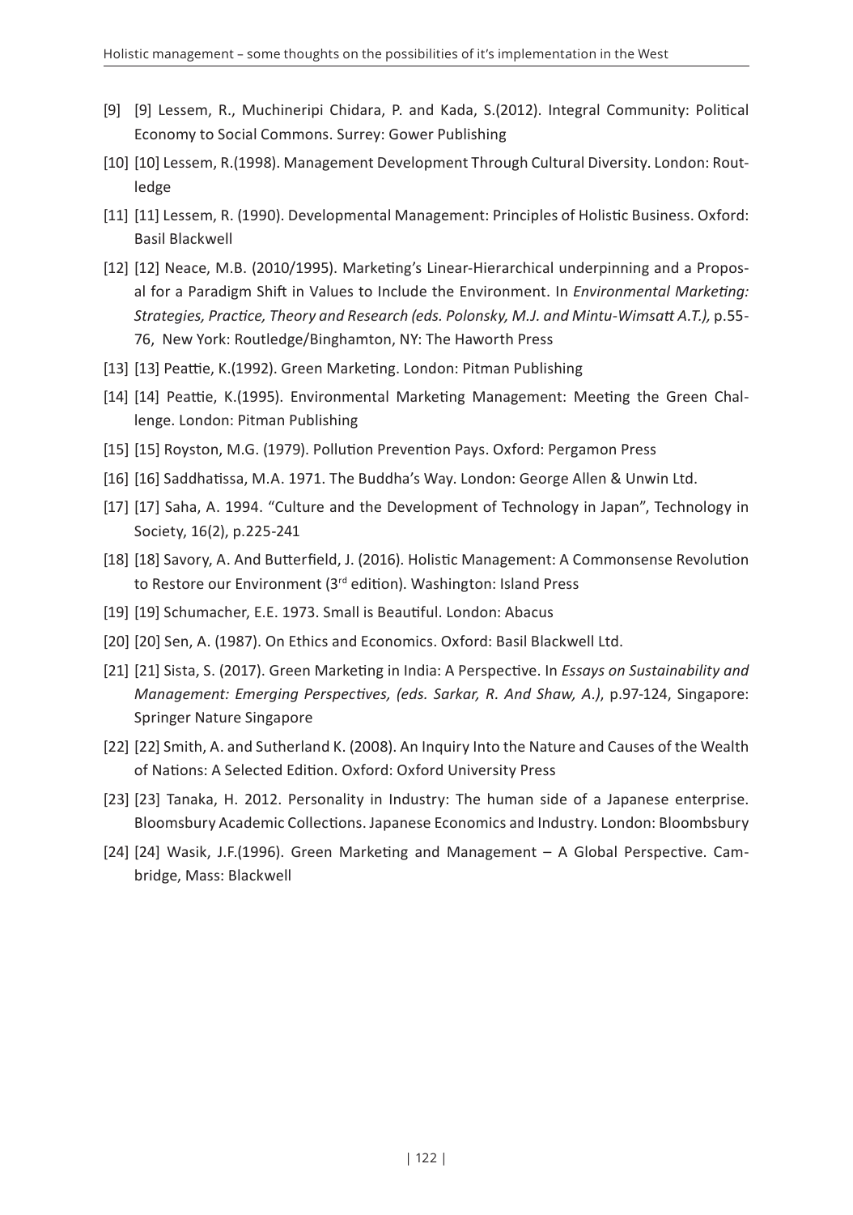[9] [9] Lessem, R., Muchineripi Chidara, P. and Kada, S.(2012). Integral Community: Political Economy to Social Commons. Surrey: Gower Publishing

[10] [10] Lessem, R.(1998). Management Development Through Cultural Diversity. London: Routledge

[11] [11] Lessem, R. (1990). Developmental Management: Principles of Holistic Business. Oxford: Basil Blackwell

[12] [12] Neace, M.B. (2010/1995). Marketing's Linear-Hierarchical underpinning and a Proposal for a Paradigm Shift in Values to Include the Environment. In *Environmental Marketing: Strategies, Practice, Theory and Research (eds. Polonsky, M.J. and Mintu-Wimsatt A.T.),* p.55-76, New York: Routledge/Binghamton, NY: The Haworth Press

[13] [13] Peattie, K.(1992). Green Marketing. London: Pitman Publishing

[14] [14] Peattie, K.(1995). Environmental Marketing Management: Meeting the Green Challenge. London: Pitman Publishing

[15] [15] Royston, M.G. (1979). Pollution Prevention Pays. Oxford: Pergamon Press

[16] [16] Saddhatissa, M.A. 1971. The Buddha's Way. London: George Allen & Unwin Ltd.

[17] [17] Saha, A. 1994. "Culture and the Development of Technology in Japan", Technology in Society, 16(2), p.225-241

[18] [18] Savory, A. And Butterfield, J. (2016). Holistic Management: A Commonsense Revolution to Restore our Environment (3rd edition). Washington: Island Press

[19] [19] Schumacher, E.E. 1973. Small is Beautiful. London: Abacus

[20] [20] Sen, A. (1987). On Ethics and Economics. Oxford: Basil Blackwell Ltd.

[21] [21] Sista, S. (2017). Green Marketing in India: A Perspective. In *Essays on Sustainability and Management: Emerging Perspectives, (eds. Sarkar, R. And Shaw, A.)*, p.97-124, Singapore: Springer Nature Singapore

[22] [22] Smith, A. and Sutherland K. (2008). An Inquiry Into the Nature and Causes of the Wealth of Nations: A Selected Edition. Oxford: Oxford University Press

[23] [23] Tanaka, H. 2012. Personality in Industry: The human side of a Japanese enterprise. Bloomsbury Academic Collections. Japanese Economics and Industry. London: Bloombsbury

[24] [24] Wasik, J.F.(1996). Green Marketing and Management – A Global Perspective. Cambridge, Mass: Blackwell